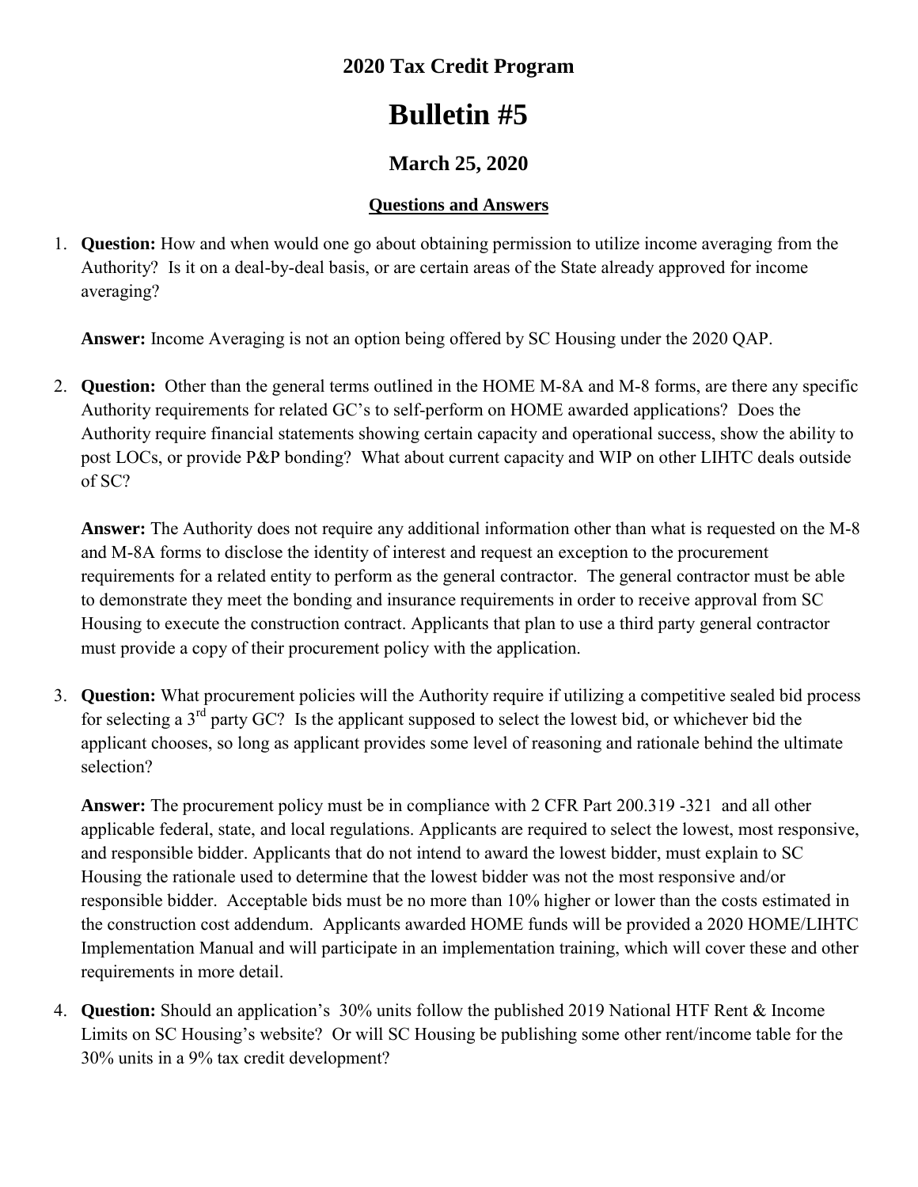## 2020 Tax Credit Program

# Bulletin #5

### March 25, 2020

**Questions and Answers**

1. **Question:** How and when would one go about obtaining permission to utilize income averaging from the Authority? Is it on a deal-by-deal basis, or are certain areas of the State already approved for income averaging?

   **Answer:** Income Averaging is not an option being offered by SC Housing under the 2020 QAP.

2. **Question:** Other than the general terms outlined in the HOME M-8A and M-8 forms, are there any specific Authority requirements for related GC's to self-perform on HOME awarded applications? Does the Authority require financial statements showing certain capacity and operational success, show the ability to post LOCs, or provide P&P bonding? What about current capacity and WIP on other LIHTC deals outside of SC?

   **Answer:** The Authority does not require any additional information other than what is requested on the M-8 and M-8A forms to disclose the identity of interest and request an exception to the procurement requirements for a related entity to perform as the general contractor. The general contractor must be able to demonstrate they meet the bonding and insurance requirements in order to receive approval from SC Housing to execute the construction contract. Applicants that plan to use a third party general contractor must provide a copy of their procurement policy with the application.

3. **Question:** What procurement policies will the Authority require if utilizing a competitive sealed bid process for selecting a 3rd party GC? Is the applicant supposed to select the lowest bid, or whichever bid the applicant chooses, so long as applicant provides some level of reasoning and rationale behind the ultimate selection?

   **Answer:** The procurement policy must be in compliance with 2 CFR Part 200.319 -321 and all other applicable federal, state, and local regulations. Applicants are required to select the lowest, most responsive, and responsible bidder. Applicants that do not intend to award the lowest bidder, must explain to SC Housing the rationale used to determine that the lowest bidder was not the most responsive and/or responsible bidder. Acceptable bids must be no more than 10% higher or lower than the costs estimated in the construction cost addendum. Applicants awarded HOME funds will be provided a 2020 HOME/LIHTC Implementation Manual and will participate in an implementation training, which will cover these and other requirements in more detail.

4. **Question:** Should an application's 30% units follow the published 2019 National HTF Rent & Income Limits on SC Housing's website? Or will SC Housing be publishing some other rent/income table for the 30% units in a 9% tax credit development?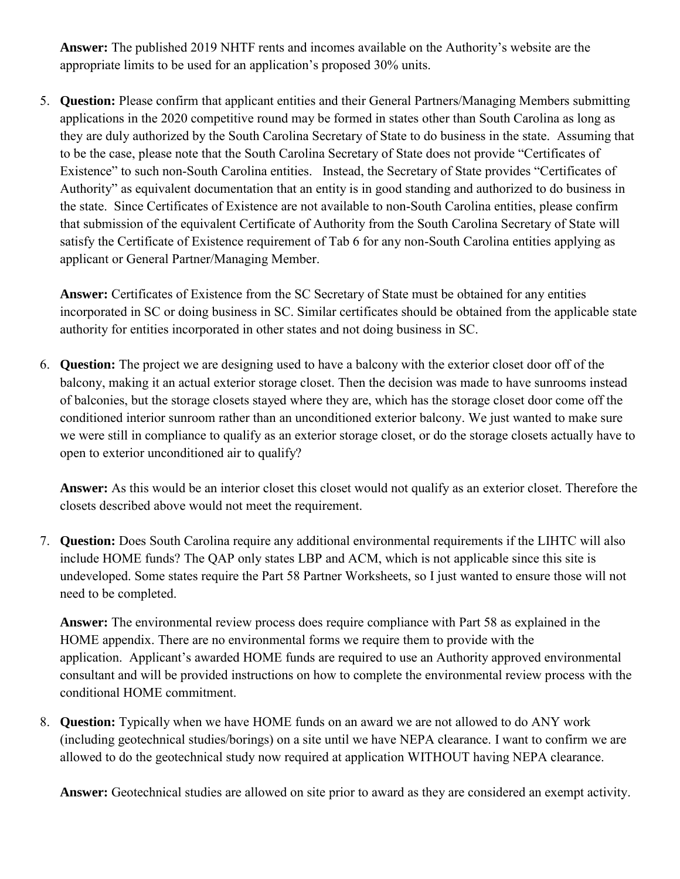**Answer:** The published 2019 NHTF rents and incomes available on the Authority's website are the appropriate limits to be used for an application's proposed 30% units.

5. **Question:** Please confirm that applicant entities and their General Partners/Managing Members submitting applications in the 2020 competitive round may be formed in states other than South Carolina as long as they are duly authorized by the South Carolina Secretary of State to do business in the state. Assuming that to be the case, please note that the South Carolina Secretary of State does not provide "Certificates of Existence" to such non-South Carolina entities. Instead, the Secretary of State provides "Certificates of Authority" as equivalent documentation that an entity is in good standing and authorized to do business in the state. Since Certificates of Existence are not available to non-South Carolina entities, please confirm that submission of the equivalent Certificate of Authority from the South Carolina Secretary of State will satisfy the Certificate of Existence requirement of Tab 6 for any non-South Carolina entities applying as applicant or General Partner/Managing Member.

   **Answer:** Certificates of Existence from the SC Secretary of State must be obtained for any entities incorporated in SC or doing business in SC. Similar certificates should be obtained from the applicable state authority for entities incorporated in other states and not doing business in SC.

6. **Question:** The project we are designing used to have a balcony with the exterior closet door off of the balcony, making it an actual exterior storage closet. Then the decision was made to have sunrooms instead of balconies, but the storage closets stayed where they are, which has the storage closet door come off the conditioned interior sunroom rather than an unconditioned exterior balcony. We just wanted to make sure we were still in compliance to qualify as an exterior storage closet, or do the storage closets actually have to open to exterior unconditioned air to qualify?

   **Answer:** As this would be an interior closet this closet would not qualify as an exterior closet. Therefore the closets described above would not meet the requirement.

7. **Question:** Does South Carolina require any additional environmental requirements if the LIHTC will also include HOME funds? The QAP only states LBP and ACM, which is not applicable since this site is undeveloped. Some states require the Part 58 Partner Worksheets, so I just wanted to ensure those will not need to be completed.

   **Answer:** The environmental review process does require compliance with Part 58 as explained in the HOME appendix. There are no environmental forms we require them to provide with the application. Applicant's awarded HOME funds are required to use an Authority approved environmental consultant and will be provided instructions on how to complete the environmental review process with the conditional HOME commitment.

8. **Question:** Typically when we have HOME funds on an award we are not allowed to do ANY work (including geotechnical studies/borings) on a site until we have NEPA clearance. I want to confirm we are allowed to do the geotechnical study now required at application WITHOUT having NEPA clearance.

   **Answer:** Geotechnical studies are allowed on site prior to award as they are considered an exempt activity.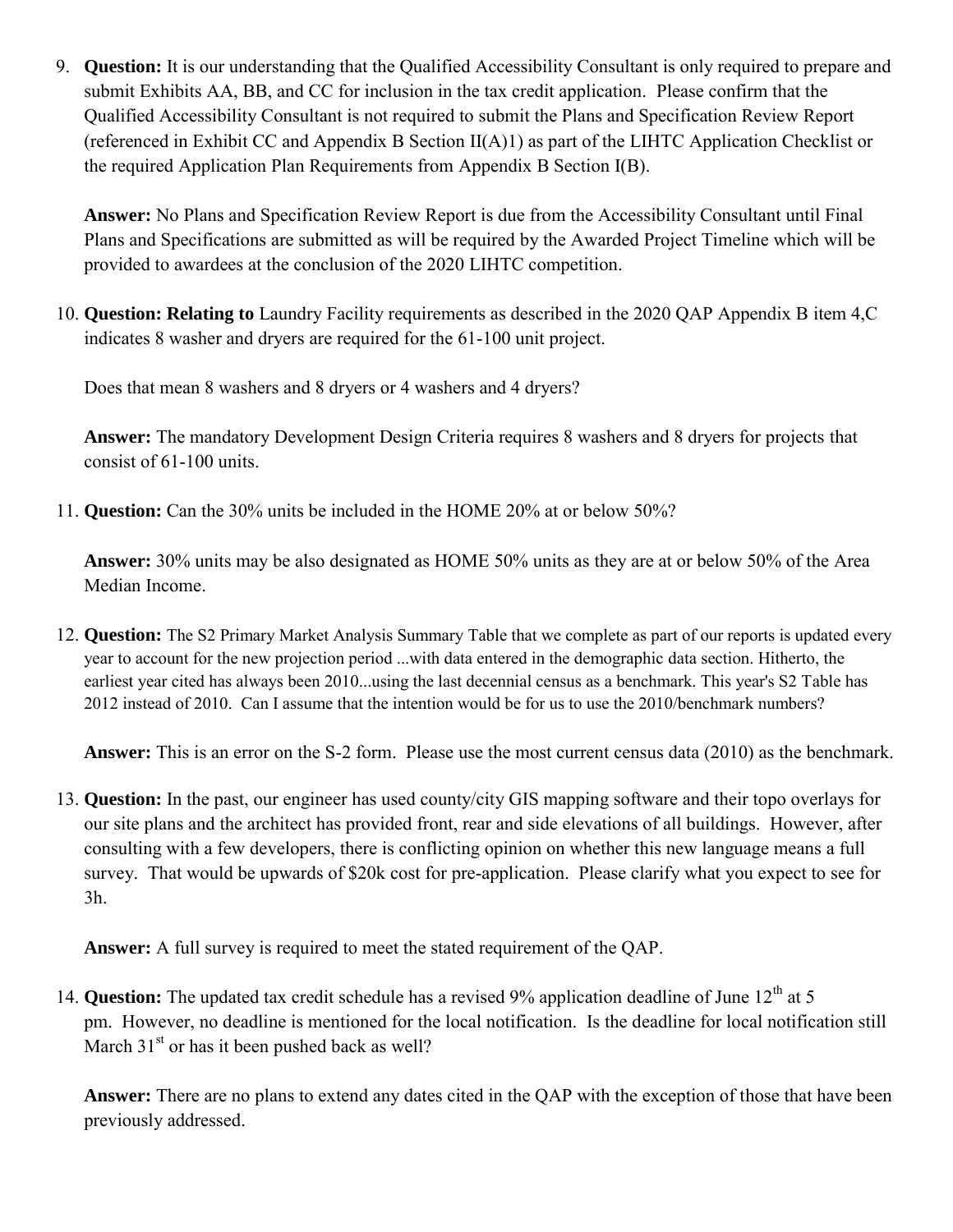9. **Question:** It is our understanding that the Qualified Accessibility Consultant is only required to prepare and submit Exhibits AA, BB, and CC for inclusion in the tax credit application. Please confirm that the Qualified Accessibility Consultant is not required to submit the Plans and Specification Review Report (referenced in Exhibit CC and Appendix B Section II(A)1) as part of the LIHTC Application Checklist or the required Application Plan Requirements from Appendix B Section I(B).

   **Answer:** No Plans and Specification Review Report is due from the Accessibility Consultant until Final Plans and Specifications are submitted as will be required by the Awarded Project Timeline which will be provided to awardees at the conclusion of the 2020 LIHTC competition.

10. **Question: Relating to** Laundry Facility requirements as described in the 2020 QAP Appendix B item 4,C indicates 8 washer and dryers are required for the 61-100 unit project.

    Does that mean 8 washers and 8 dryers or 4 washers and 4 dryers?

    **Answer:** The mandatory Development Design Criteria requires 8 washers and 8 dryers for projects that consist of 61-100 units.

11. **Question:** Can the 30% units be included in the HOME 20% at or below 50%?

    **Answer:** 30% units may be also designated as HOME 50% units as they are at or below 50% of the Area Median Income.

12. **Question:** The S2 Primary Market Analysis Summary Table that we complete as part of our reports is updated every year to account for the new projection period ...with data entered in the demographic data section. Hitherto, the earliest year cited has always been 2010...using the last decennial census as a benchmark. This year's S2 Table has 2012 instead of 2010. Can I assume that the intention would be for us to use the 2010/benchmark numbers?

    **Answer:** This is an error on the S-2 form. Please use the most current census data (2010) as the benchmark.

13. **Question:** In the past, our engineer has used county/city GIS mapping software and their topo overlays for our site plans and the architect has provided front, rear and side elevations of all buildings. However, after consulting with a few developers, there is conflicting opinion on whether this new language means a full survey. That would be upwards of $20k cost for pre-application. Please clarify what you expect to see for 3h.

    **Answer:** A full survey is required to meet the stated requirement of the QAP.

14. **Question:** The updated tax credit schedule has a revised 9% application deadline of June 12th at 5 pm. However, no deadline is mentioned for the local notification. Is the deadline for local notification still March 31st or has it been pushed back as well?

    **Answer:** There are no plans to extend any dates cited in the QAP with the exception of those that have been previously addressed.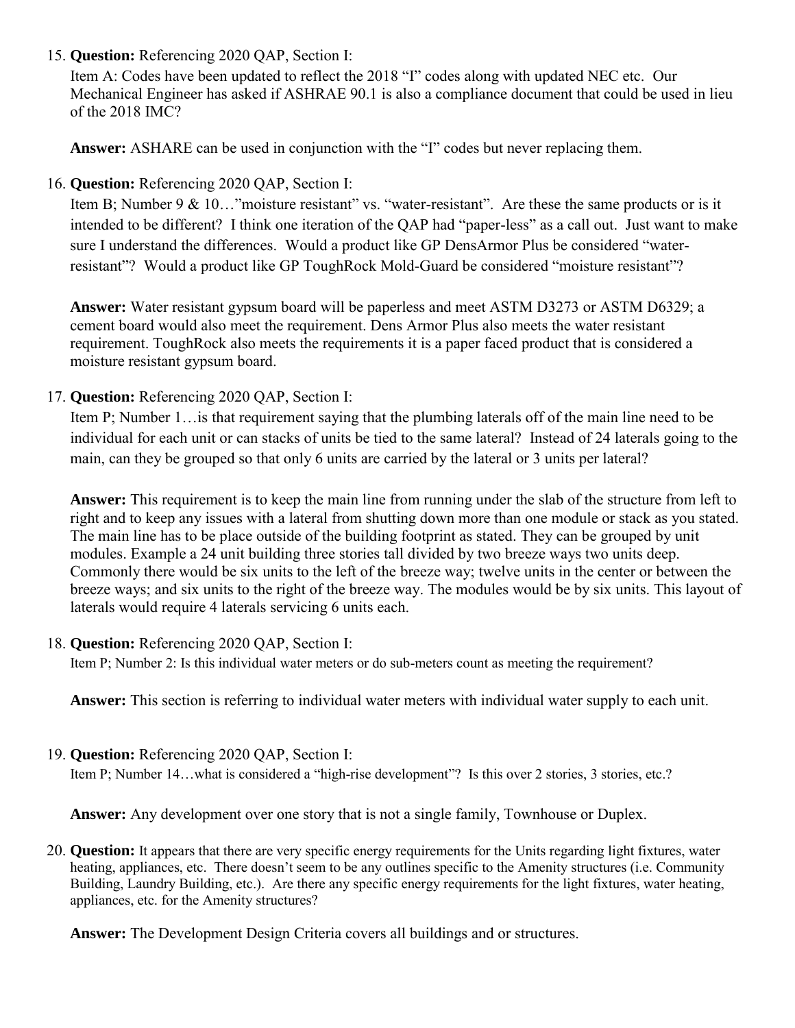15. **Question:** Referencing 2020 QAP, Section I:
    Item A: Codes have been updated to reflect the 2018 "I" codes along with updated NEC etc. Our Mechanical Engineer has asked if ASHRAE 90.1 is also a compliance document that could be used in lieu of the 2018 IMC?

    **Answer:** ASHARE can be used in conjunction with the "I" codes but never replacing them.

16. **Question:** Referencing 2020 QAP, Section I:
    Item B; Number 9 & 10…"moisture resistant" vs. "water-resistant". Are these the same products or is it intended to be different? I think one iteration of the QAP had "paper-less" as a call out. Just want to make sure I understand the differences. Would a product like GP DensArmor Plus be considered "water-resistant"? Would a product like GP ToughRock Mold-Guard be considered "moisture resistant"?

    **Answer:** Water resistant gypsum board will be paperless and meet ASTM D3273 or ASTM D6329; a cement board would also meet the requirement. Dens Armor Plus also meets the water resistant requirement. ToughRock also meets the requirements it is a paper faced product that is considered a moisture resistant gypsum board.

17. **Question:** Referencing 2020 QAP, Section I:
    Item P; Number 1…is that requirement saying that the plumbing laterals off of the main line need to be individual for each unit or can stacks of units be tied to the same lateral? Instead of 24 laterals going to the main, can they be grouped so that only 6 units are carried by the lateral or 3 units per lateral?

    **Answer:** This requirement is to keep the main line from running under the slab of the structure from left to right and to keep any issues with a lateral from shutting down more than one module or stack as you stated. The main line has to be place outside of the building footprint as stated. They can be grouped by unit modules. Example a 24 unit building three stories tall divided by two breeze ways two units deep. Commonly there would be six units to the left of the breeze way; twelve units in the center or between the breeze ways; and six units to the right of the breeze way. The modules would be by six units. This layout of laterals would require 4 laterals servicing 6 units each.

18. **Question:** Referencing 2020 QAP, Section I:
    Item P; Number 2: Is this individual water meters or do sub-meters count as meeting the requirement?

    **Answer:** This section is referring to individual water meters with individual water supply to each unit.

19. **Question:** Referencing 2020 QAP, Section I:
    Item P; Number 14…what is considered a "high-rise development"? Is this over 2 stories, 3 stories, etc.?

    **Answer:** Any development over one story that is not a single family, Townhouse or Duplex.

20. **Question:** It appears that there are very specific energy requirements for the Units regarding light fixtures, water heating, appliances, etc. There doesn't seem to be any outlines specific to the Amenity structures (i.e. Community Building, Laundry Building, etc.). Are there any specific energy requirements for the light fixtures, water heating, appliances, etc. for the Amenity structures?

    **Answer:** The Development Design Criteria covers all buildings and or structures.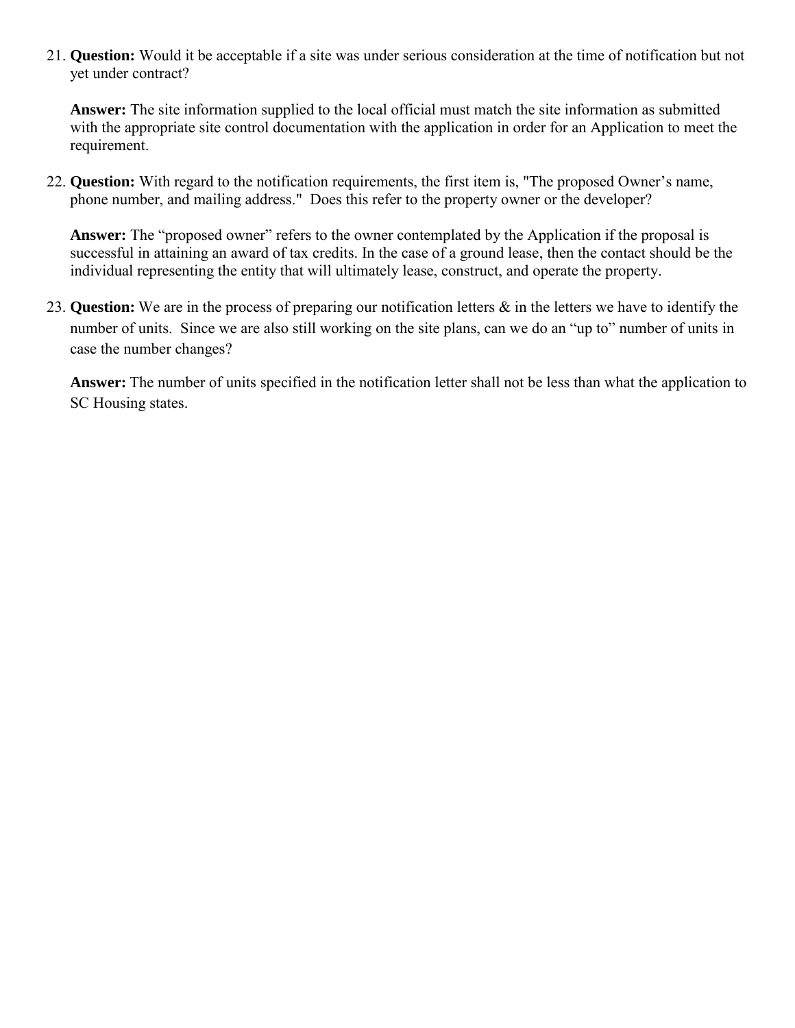21. **Question:** Would it be acceptable if a site was under serious consideration at the time of notification but not yet under contract?

    **Answer:** The site information supplied to the local official must match the site information as submitted with the appropriate site control documentation with the application in order for an Application to meet the requirement.

22. **Question:** With regard to the notification requirements, the first item is, "The proposed Owner's name, phone number, and mailing address." Does this refer to the property owner or the developer?

    **Answer:** The "proposed owner" refers to the owner contemplated by the Application if the proposal is successful in attaining an award of tax credits. In the case of a ground lease, then the contact should be the individual representing the entity that will ultimately lease, construct, and operate the property.

23. **Question:** We are in the process of preparing our notification letters & in the letters we have to identify the number of units. Since we are also still working on the site plans, can we do an "up to" number of units in case the number changes?

    **Answer:** The number of units specified in the notification letter shall not be less than what the application to SC Housing states.